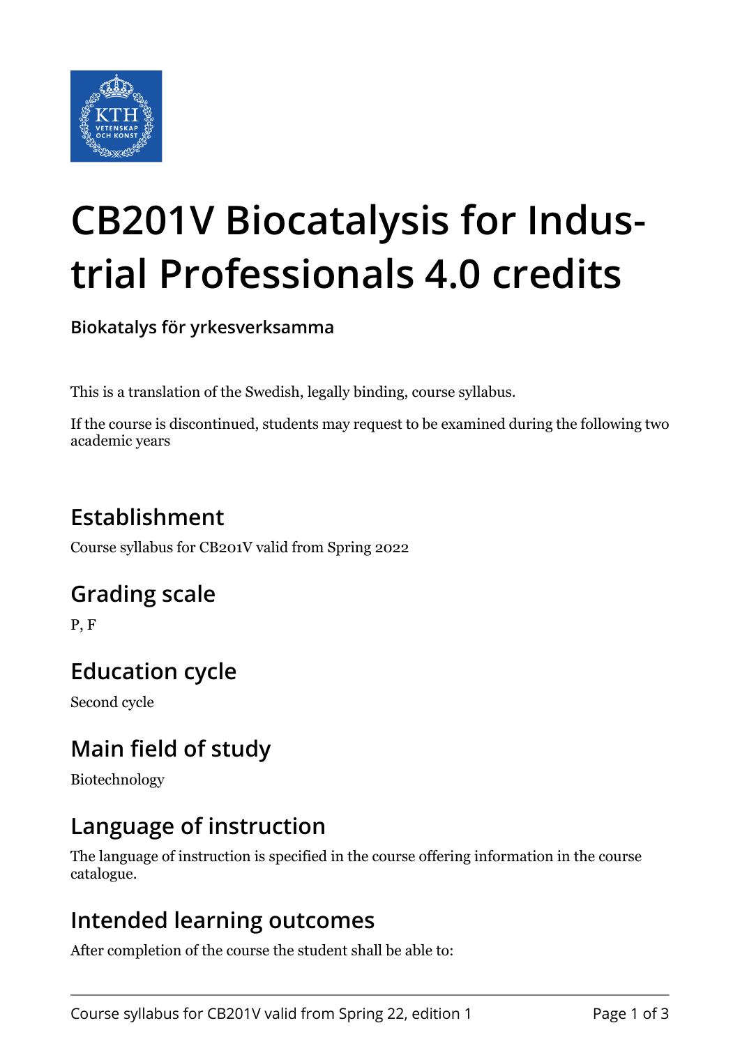# CB201V Biocatalysis for Industrial Professionals 4.0 credits

**Biokatalys för yrkesverksamma**

This is a translation of the Swedish, legally binding, course syllabus.

If the course is discontinued, students may request to be examined during the following two academic years

## Establishment

Course syllabus for CB201V valid from Spring 2022

## Grading scale

P, F

## Education cycle

Second cycle

## Main field of study

Biotechnology

## Language of instruction

The language of instruction is specified in the course offering information in the course catalogue.

## Intended learning outcomes

After completion of the course the student shall be able to: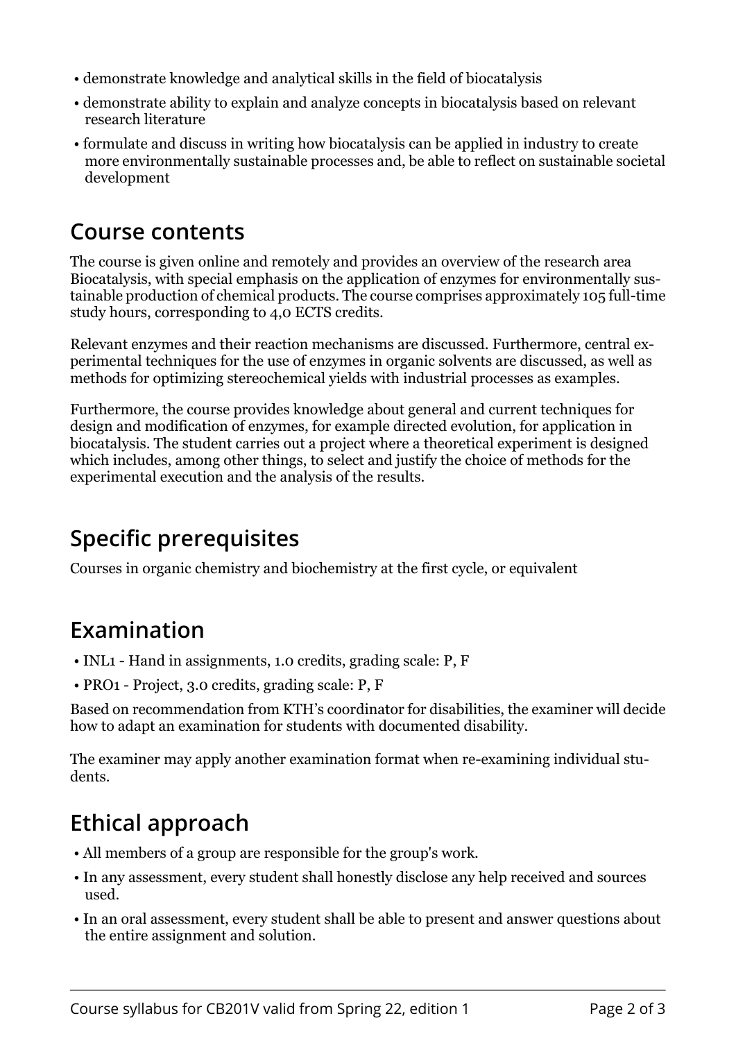- demonstrate knowledge and analytical skills in the field of biocatalysis
- demonstrate ability to explain and analyze concepts in biocatalysis based on relevant research literature
- formulate and discuss in writing how biocatalysis can be applied in industry to create more environmentally sustainable processes and, be able to reflect on sustainable societal development

## Course contents

The course is given online and remotely and provides an overview of the research area Biocatalysis, with special emphasis on the application of enzymes for environmentally sustainable production of chemical products. The course comprises approximately 105 full-time study hours, corresponding to 4,0 ECTS credits.

Relevant enzymes and their reaction mechanisms are discussed. Furthermore, central experimental techniques for the use of enzymes in organic solvents are discussed, as well as methods for optimizing stereochemical yields with industrial processes as examples.

Furthermore, the course provides knowledge about general and current techniques for design and modification of enzymes, for example directed evolution, for application in biocatalysis. The student carries out a project where a theoretical experiment is designed which includes, among other things, to select and justify the choice of methods for the experimental execution and the analysis of the results.

## Specific prerequisites

Courses in organic chemistry and biochemistry at the first cycle, or equivalent

## Examination

- INL1 - Hand in assignments, 1.0 credits, grading scale: P, F
- PRO1 - Project, 3.0 credits, grading scale: P, F

Based on recommendation from KTH's coordinator for disabilities, the examiner will decide how to adapt an examination for students with documented disability.

The examiner may apply another examination format when re-examining individual students.

## Ethical approach

- All members of a group are responsible for the group's work.
- In any assessment, every student shall honestly disclose any help received and sources used.
- In an oral assessment, every student shall be able to present and answer questions about the entire assignment and solution.